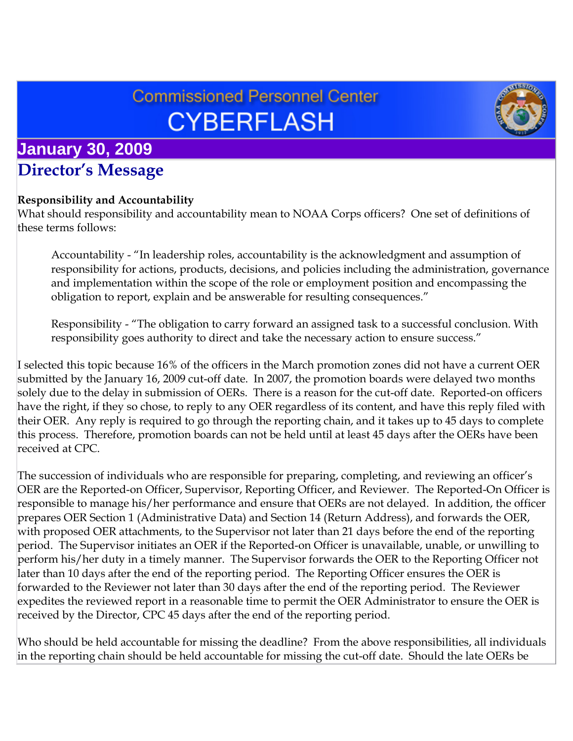# Commissioned Personnel Center CYBERFLASH

## January 30, 2009

## Director's Message

**Responsibility and Accountability**

What should responsibility and accountability mean to NOAA Corps officers? One set of definitions of these terms follows:

> Accountability - "In leadership roles, accountability is the acknowledgment and assumption of responsibility for actions, products, decisions, and policies including the administration, governance and implementation within the scope of the role or employment position and encompassing the obligation to report, explain and be answerable for resulting consequences."
>
> Responsibility - "The obligation to carry forward an assigned task to a successful conclusion. With responsibility goes authority to direct and take the necessary action to ensure success."

I selected this topic because 16% of the officers in the March promotion zones did not have a current OER submitted by the January 16, 2009 cut-off date. In 2007, the promotion boards were delayed two months solely due to the delay in submission of OERs. There is a reason for the cut-off date. Reported-on officers have the right, if they so chose, to reply to any OER regardless of its content, and have this reply filed with their OER. Any reply is required to go through the reporting chain, and it takes up to 45 days to complete this process. Therefore, promotion boards can not be held until at least 45 days after the OERs have been received at CPC.

The succession of individuals who are responsible for preparing, completing, and reviewing an officer's OER are the Reported-on Officer, Supervisor, Reporting Officer, and Reviewer. The Reported-On Officer is responsible to manage his/her performance and ensure that OERs are not delayed. In addition, the officer prepares OER Section 1 (Administrative Data) and Section 14 (Return Address), and forwards the OER, with proposed OER attachments, to the Supervisor not later than 21 days before the end of the reporting period. The Supervisor initiates an OER if the Reported-on Officer is unavailable, unable, or unwilling to perform his/her duty in a timely manner. The Supervisor forwards the OER to the Reporting Officer not later than 10 days after the end of the reporting period. The Reporting Officer ensures the OER is forwarded to the Reviewer not later than 30 days after the end of the reporting period. The Reviewer expedites the reviewed report in a reasonable time to permit the OER Administrator to ensure the OER is received by the Director, CPC 45 days after the end of the reporting period.

Who should be held accountable for missing the deadline? From the above responsibilities, all individuals in the reporting chain should be held accountable for missing the cut-off date. Should the late OERs be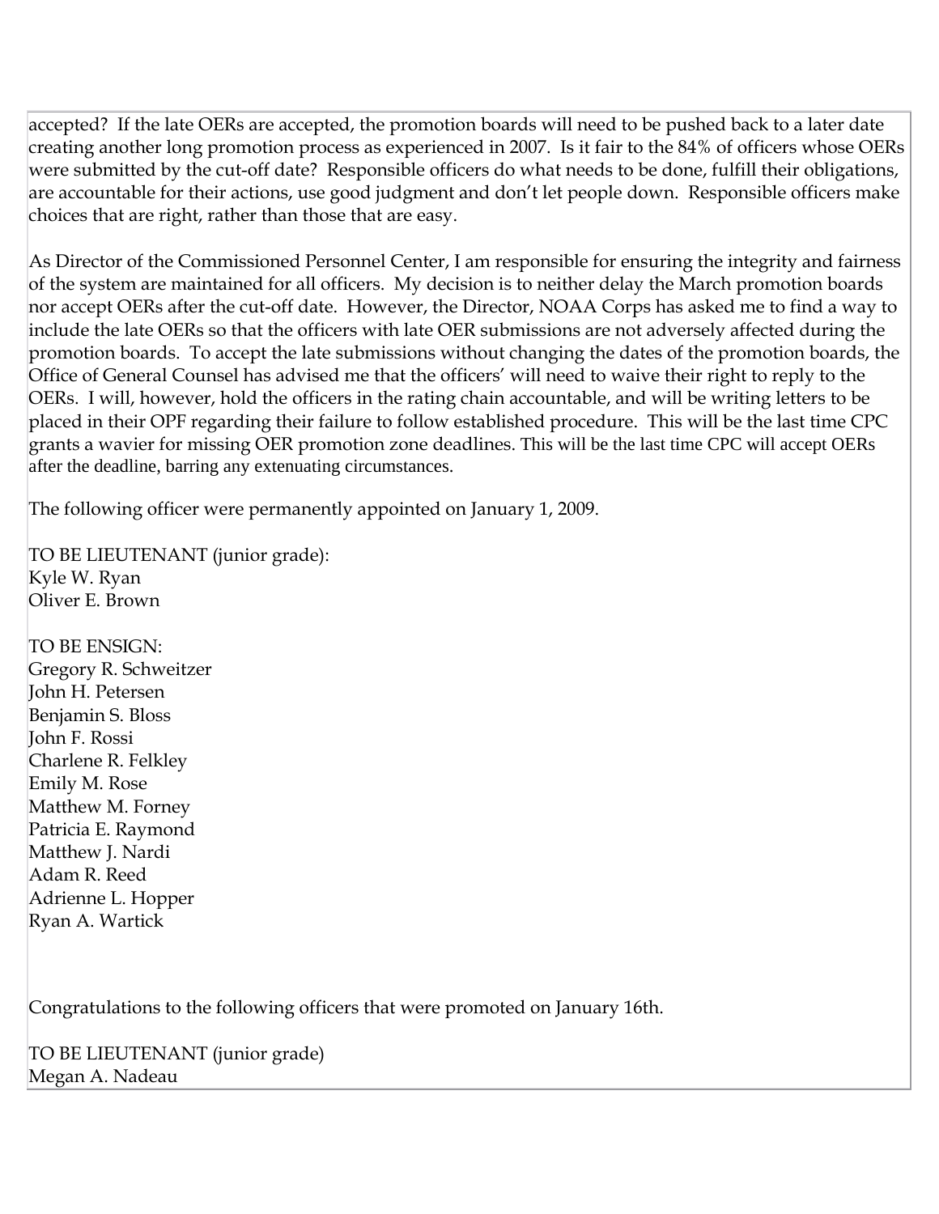accepted? If the late OERs are accepted, the promotion boards will need to be pushed back to a later date creating another long promotion process as experienced in 2007. Is it fair to the 84% of officers whose OERs were submitted by the cut-off date? Responsible officers do what needs to be done, fulfill their obligations, are accountable for their actions, use good judgment and don't let people down. Responsible officers make choices that are right, rather than those that are easy.

As Director of the Commissioned Personnel Center, I am responsible for ensuring the integrity and fairness of the system are maintained for all officers. My decision is to neither delay the March promotion boards nor accept OERs after the cut-off date. However, the Director, NOAA Corps has asked me to find a way to include the late OERs so that the officers with late OER submissions are not adversely affected during the promotion boards. To accept the late submissions without changing the dates of the promotion boards, the Office of General Counsel has advised me that the officers' will need to waive their right to reply to the OERs. I will, however, hold the officers in the rating chain accountable, and will be writing letters to be placed in their OPF regarding their failure to follow established procedure. This will be the last time CPC grants a wavier for missing OER promotion zone deadlines. This will be the last time CPC will accept OERs after the deadline, barring any extenuating circumstances.

The following officer were permanently appointed on January 1, 2009.

TO BE LIEUTENANT (junior grade):
Kyle W. Ryan
Oliver E. Brown

TO BE ENSIGN:
Gregory R. Schweitzer
John H. Petersen
Benjamin S. Bloss
John F. Rossi
Charlene R. Felkley
Emily M. Rose
Matthew M. Forney
Patricia E. Raymond
Matthew J. Nardi
Adam R. Reed
Adrienne L. Hopper
Ryan A. Wartick

Congratulations to the following officers that were promoted on January 16th.

TO BE LIEUTENANT (junior grade)
Megan A. Nadeau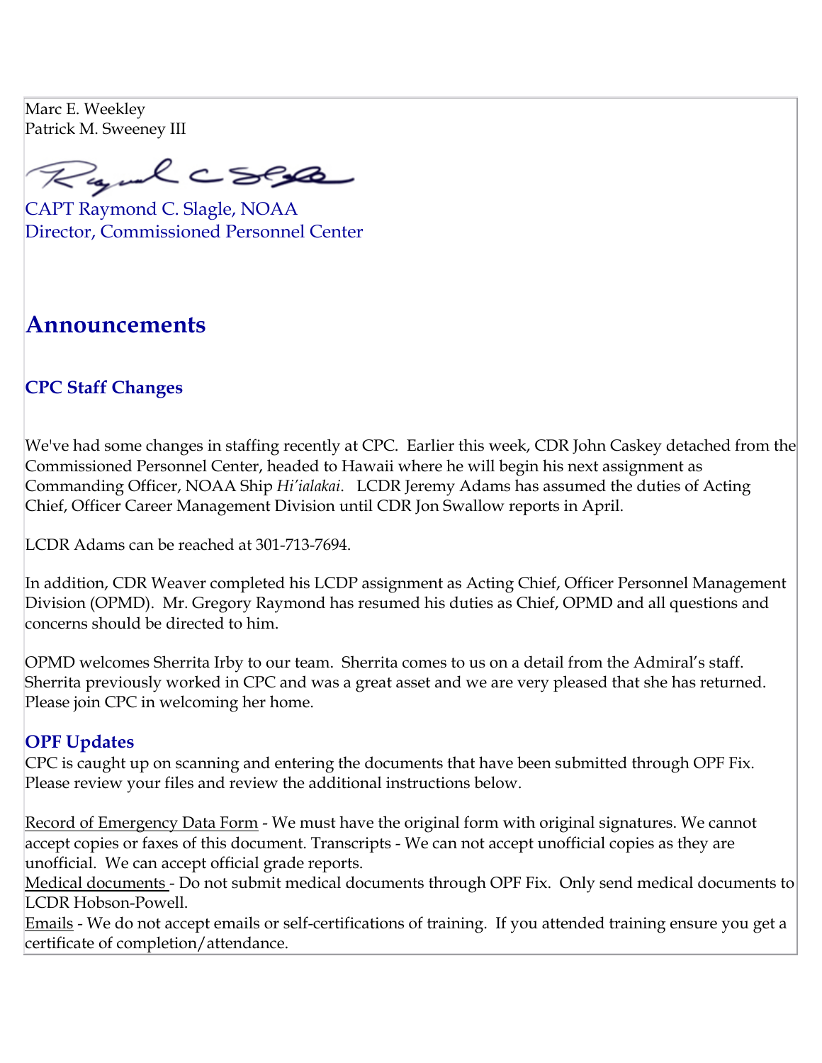Marc E. Weekley
Patrick M. Sweeney III

CAPT Raymond C. Slagle, NOAA
Director, Commissioned Personnel Center

# Announcements

## CPC Staff Changes

We've had some changes in staffing recently at CPC. Earlier this week, CDR John Caskey detached from the Commissioned Personnel Center, headed to Hawaii where he will begin his next assignment as Commanding Officer, NOAA Ship *Hi'ialakai*. LCDR Jeremy Adams has assumed the duties of Acting Chief, Officer Career Management Division until CDR Jon Swallow reports in April.

LCDR Adams can be reached at 301-713-7694.

In addition, CDR Weaver completed his LCDP assignment as Acting Chief, Officer Personnel Management Division (OPMD). Mr. Gregory Raymond has resumed his duties as Chief, OPMD and all questions and concerns should be directed to him.

OPMD welcomes Sherrita Irby to our team. Sherrita comes to us on a detail from the Admiral's staff. Sherrita previously worked in CPC and was a great asset and we are very pleased that she has returned. Please join CPC in welcoming her home.

## OPF Updates

CPC is caught up on scanning and entering the documents that have been submitted through OPF Fix. Please review your files and review the additional instructions below.

Record of Emergency Data Form - We must have the original form with original signatures. We cannot accept copies or faxes of this document. Transcripts - We can not accept unofficial copies as they are unofficial. We can accept official grade reports.
Medical documents - Do not submit medical documents through OPF Fix. Only send medical documents to LCDR Hobson-Powell.
Emails - We do not accept emails or self-certifications of training. If you attended training ensure you get a certificate of completion/attendance.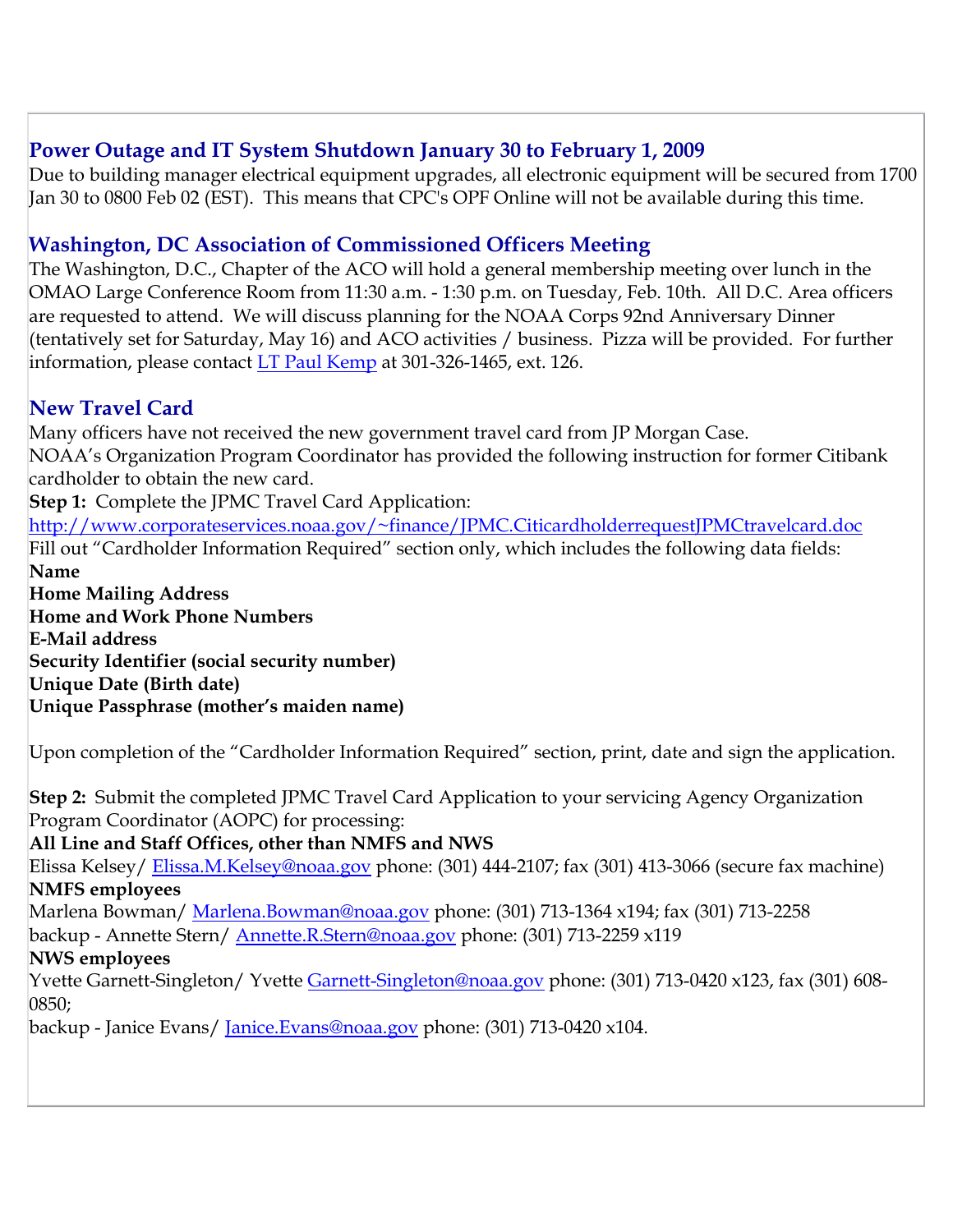## Power Outage and IT System Shutdown January 30 to February 1, 2009

Due to building manager electrical equipment upgrades, all electronic equipment will be secured from 1700 Jan 30 to 0800 Feb 02 (EST). This means that CPC's OPF Online will not be available during this time.

## Washington, DC Association of Commissioned Officers Meeting

The Washington, D.C., Chapter of the ACO will hold a general membership meeting over lunch in the OMAO Large Conference Room from 11:30 a.m. - 1:30 p.m. on Tuesday, Feb. 10th. All D.C. Area officers are requested to attend. We will discuss planning for the NOAA Corps 92nd Anniversary Dinner (tentatively set for Saturday, May 16) and ACO activities / business. Pizza will be provided. For further information, please contact LT Paul Kemp at 301-326-1465, ext. 126.

## New Travel Card

Many officers have not received the new government travel card from JP Morgan Case.
NOAA's Organization Program Coordinator has provided the following instruction for former Citibank cardholder to obtain the new card.

**Step 1:** Complete the JPMC Travel Card Application:
http://www.corporateservices.noaa.gov/~finance/JPMC.CiticardholderrequestJPMCtravelcard.doc
Fill out "Cardholder Information Required" section only, which includes the following data fields:

**Name**
**Home Mailing Address**
**Home and Work Phone Numbers**
**E-Mail address**
**Security Identifier (social security number)**
**Unique Date (Birth date)**
**Unique Passphrase (mother's maiden name)**

Upon completion of the "Cardholder Information Required" section, print, date and sign the application.

**Step 2:** Submit the completed JPMC Travel Card Application to your servicing Agency Organization Program Coordinator (AOPC) for processing:

**All Line and Staff Offices, other than NMFS and NWS**
Elissa Kelsey/ Elissa.M.Kelsey@noaa.gov phone: (301) 444-2107; fax (301) 413-3066 (secure fax machine)

**NMFS employees**
Marlena Bowman/ Marlena.Bowman@noaa.gov phone: (301) 713-1364 x194; fax (301) 713-2258
backup - Annette Stern/ Annette.R.Stern@noaa.gov phone: (301) 713-2259 x119

**NWS employees**
Yvette Garnett-Singleton/ Yvette Garnett-Singleton@noaa.gov phone: (301) 713-0420 x123, fax (301) 608-0850;
backup - Janice Evans/ Janice.Evans@noaa.gov phone: (301) 713-0420 x104.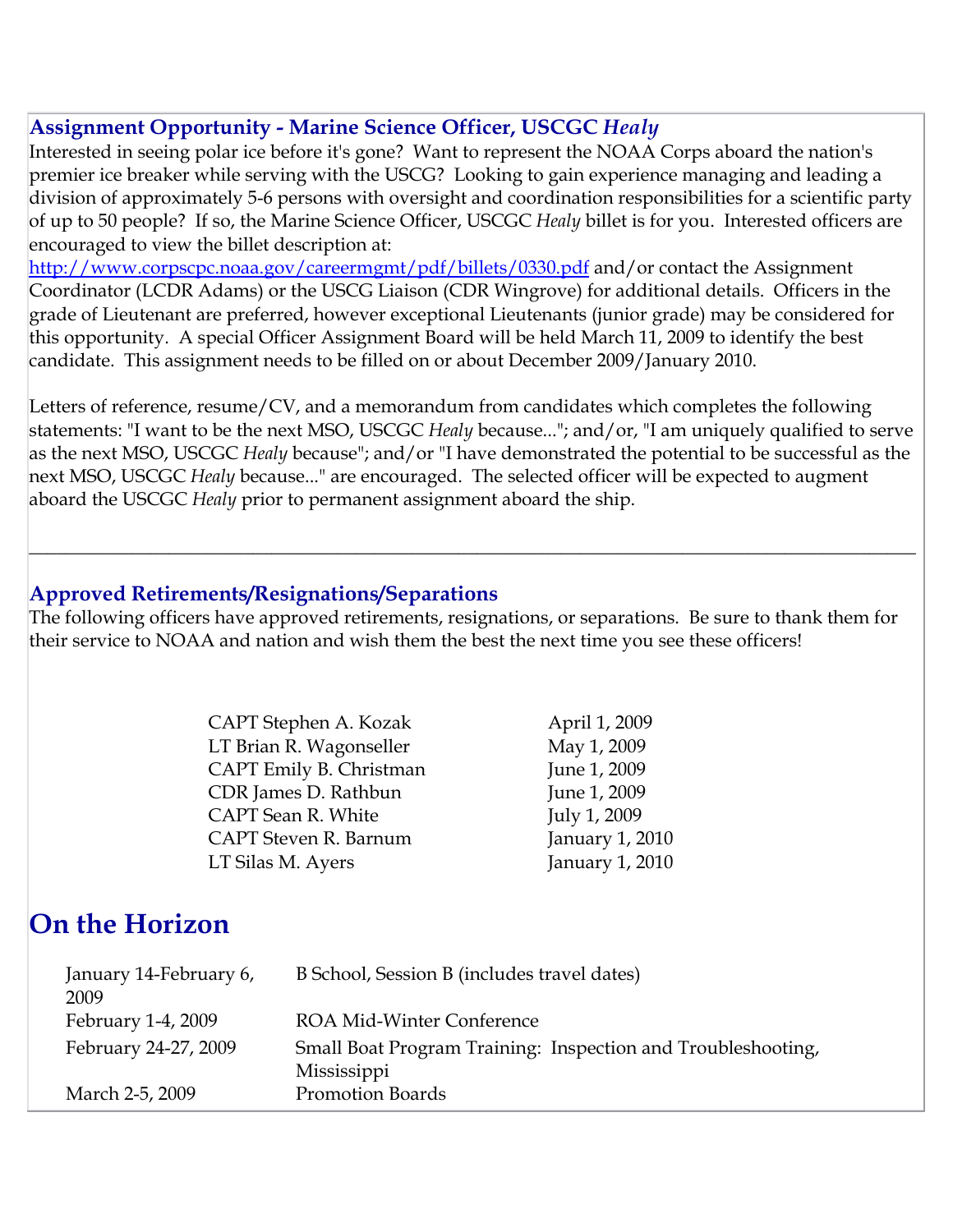### Assignment Opportunity - Marine Science Officer, USCGC *Healy*

Interested in seeing polar ice before it's gone? Want to represent the NOAA Corps aboard the nation's premier ice breaker while serving with the USCG? Looking to gain experience managing and leading a division of approximately 5-6 persons with oversight and coordination responsibilities for a scientific party of up to 50 people? If so, the Marine Science Officer, USCGC *Healy* billet is for you. Interested officers are encouraged to view the billet description at: [http://www.corpscpc.noaa.gov/careermgmt/pdf/billets/0330.pdf](http://www.corpscpc.noaa.gov/careermgmt/pdf/billets/0330.pdf) and/or contact the Assignment Coordinator (LCDR Adams) or the USCG Liaison (CDR Wingrove) for additional details. Officers in the grade of Lieutenant are preferred, however exceptional Lieutenants (junior grade) may be considered for this opportunity. A special Officer Assignment Board will be held March 11, 2009 to identify the best candidate. This assignment needs to be filled on or about December 2009/January 2010.

Letters of reference, resume/CV, and a memorandum from candidates which completes the following statements: "I want to be the next MSO, USCGC *Healy* because..."; and/or, "I am uniquely qualified to serve as the next MSO, USCGC *Healy* because"; and/or "I have demonstrated the potential to be successful as the next MSO, USCGC *Healy* because..." are encouraged. The selected officer will be expected to augment aboard the USCGC *Healy* prior to permanent assignment aboard the ship.

---

### Approved Retirements/Resignations/Separations

The following officers have approved retirements, resignations, or separations. Be sure to thank them for their service to NOAA and nation and wish them the best the next time you see these officers!

| | |
|---|---|
| CAPT Stephen A. Kozak | April 1, 2009 |
| LT Brian R. Wagonseller | May 1, 2009 |
| CAPT Emily B. Christman | June 1, 2009 |
| CDR James D. Rathbun | June 1, 2009 |
| CAPT Sean R. White | July 1, 2009 |
| CAPT Steven R. Barnum | January 1, 2010 |
| LT Silas M. Ayers | January 1, 2010 |

## On the Horizon

| | |
|---|---|
| January 14-February 6, 2009 | B School, Session B (includes travel dates) |
| February 1-4, 2009 | ROA Mid-Winter Conference |
| February 24-27, 2009 | Small Boat Program Training: Inspection and Troubleshooting, Mississippi |
| March 2-5, 2009 | Promotion Boards |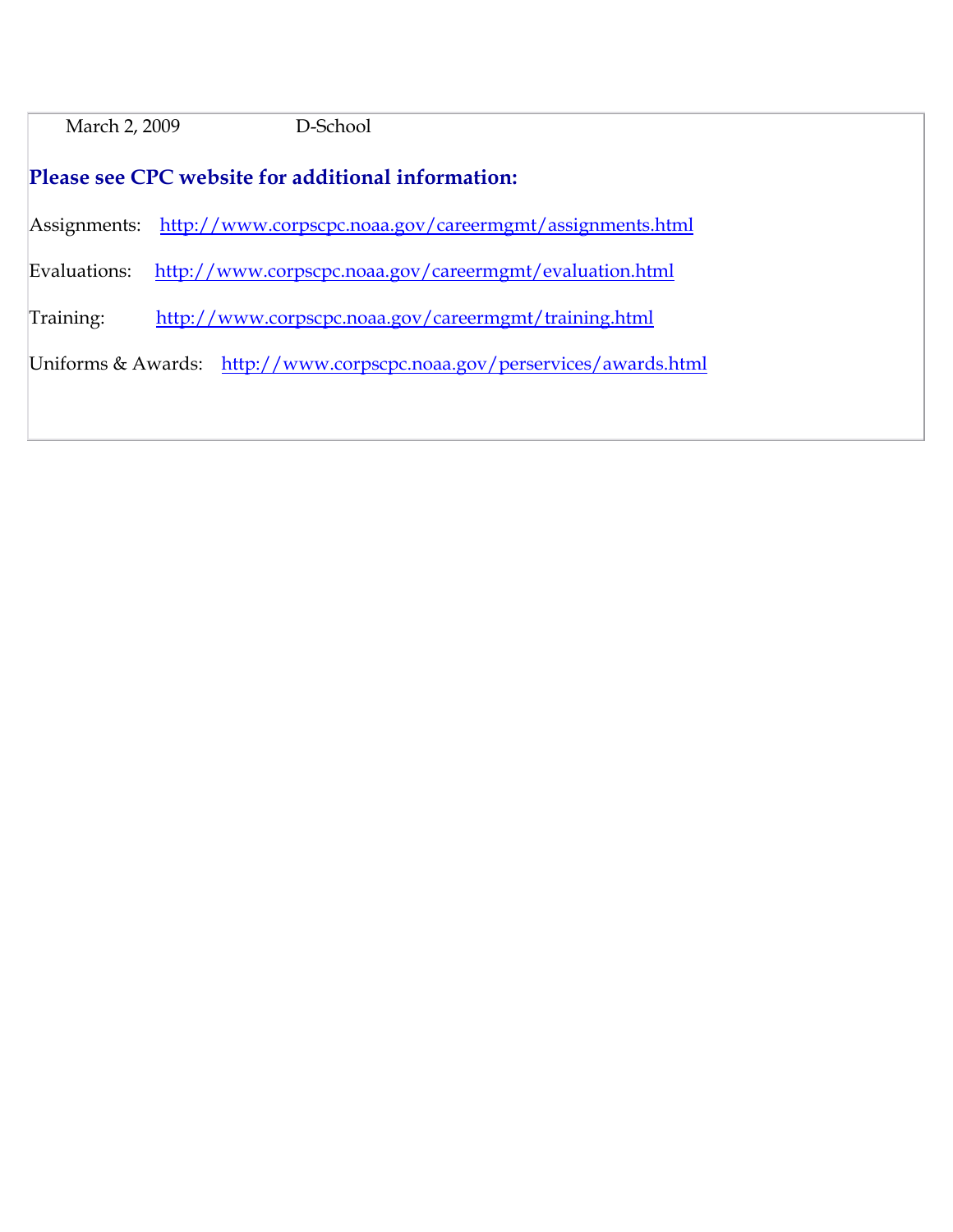March 2, 2009 D-School

**Please see CPC website for additional information:**

Assignments: http://www.corpscpc.noaa.gov/careermgmt/assignments.html

Evaluations: http://www.corpscpc.noaa.gov/careermgmt/evaluation.html

Training: http://www.corpscpc.noaa.gov/careermgmt/training.html

Uniforms & Awards: http://www.corpscpc.noaa.gov/perservices/awards.html